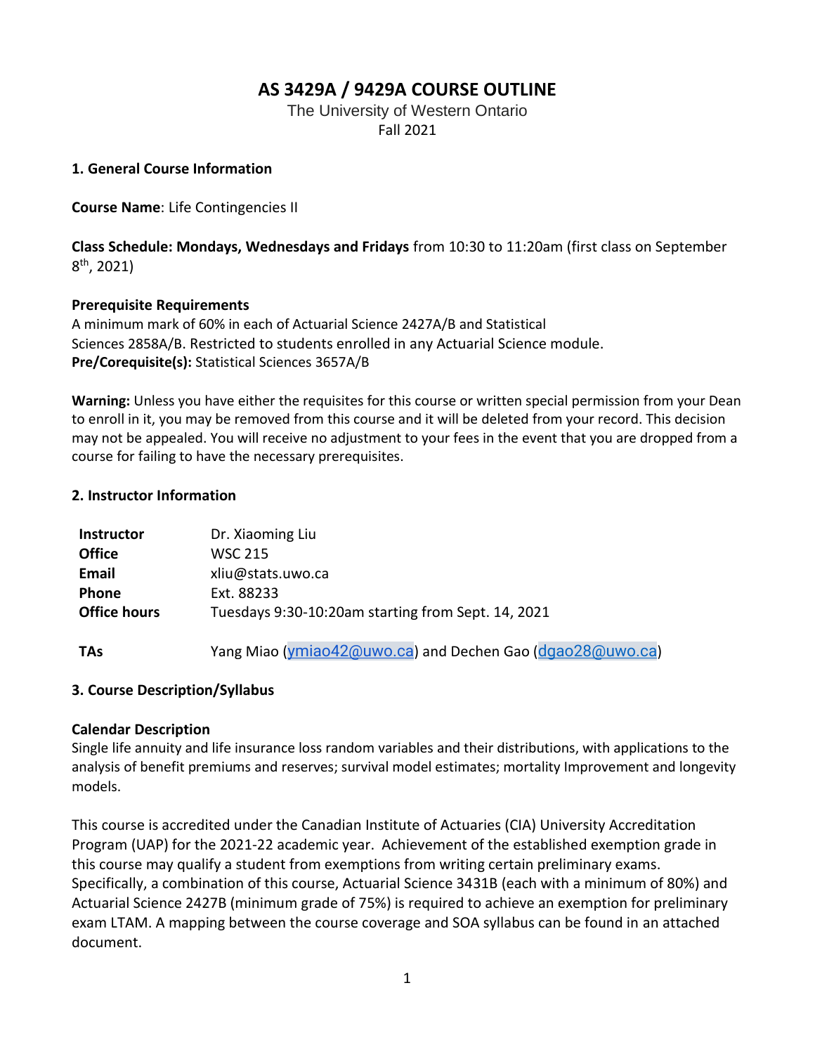# AS 3429A / 9429A COURSE OUTLINE

The University of Western Ontario
Fall 2021

## 1. General Course Information

**Course Name**: Life Contingencies II

**Class Schedule: Mondays, Wednesdays and Fridays** from 10:30 to 11:20am (first class on September 8th, 2021)

**Prerequisite Requirements**
A minimum mark of 60% in each of Actuarial Science 2427A/B and Statistical Sciences 2858A/B. Restricted to students enrolled in any Actuarial Science module.
**Pre/Corequisite(s):** Statistical Sciences 3657A/B

**Warning:** Unless you have either the requisites for this course or written special permission from your Dean to enroll in it, you may be removed from this course and it will be deleted from your record. This decision may not be appealed. You will receive no adjustment to your fees in the event that you are dropped from a course for failing to have the necessary prerequisites.

## 2. Instructor Information

| | |
|---|---|
| **Instructor** | Dr. Xiaoming Liu |
| **Office** | WSC 215 |
| **Email** | xliu@stats.uwo.ca |
| **Phone** | Ext. 88233 |
| **Office hours** | Tuesdays 9:30-10:20am starting from Sept. 14, 2021 |
| **TAs** | Yang Miao (ymiao42@uwo.ca) and Dechen Gao (dgao28@uwo.ca) |

## 3. Course Description/Syllabus

**Calendar Description**
Single life annuity and life insurance loss random variables and their distributions, with applications to the analysis of benefit premiums and reserves; survival model estimates; mortality Improvement and longevity models.

This course is accredited under the Canadian Institute of Actuaries (CIA) University Accreditation Program (UAP) for the 2021-22 academic year. Achievement of the established exemption grade in this course may qualify a student from exemptions from writing certain preliminary exams. Specifically, a combination of this course, Actuarial Science 3431B (each with a minimum of 80%) and Actuarial Science 2427B (minimum grade of 75%) is required to achieve an exemption for preliminary exam LTAM. A mapping between the course coverage and SOA syllabus can be found in an attached document.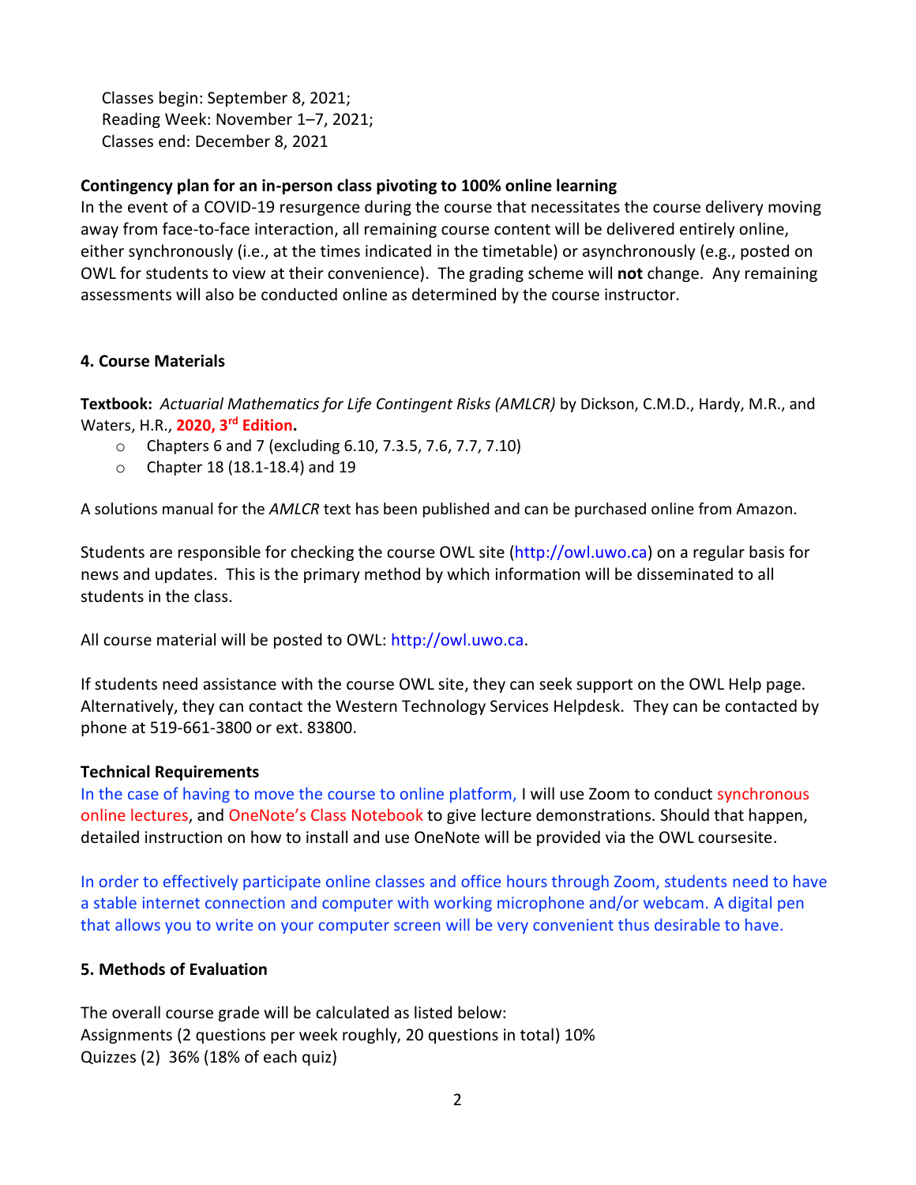Classes begin: September 8, 2021;
Reading Week: November 1–7, 2021;
Classes end: December 8, 2021

**Contingency plan for an in-person class pivoting to 100% online learning**

In the event of a COVID-19 resurgence during the course that necessitates the course delivery moving away from face-to-face interaction, all remaining course content will be delivered entirely online, either synchronously (i.e., at the times indicated in the timetable) or asynchronously (e.g., posted on OWL for students to view at their convenience). The grading scheme will **not** change. Any remaining assessments will also be conducted online as determined by the course instructor.

### 4. Course Materials

**Textbook:** *Actuarial Mathematics for Life Contingent Risks (AMLCR)* by Dickson, C.M.D., Hardy, M.R., and Waters, H.R., **2020, 3rd Edition.**

- Chapters 6 and 7 (excluding 6.10, 7.3.5, 7.6, 7.7, 7.10)
- Chapter 18 (18.1-18.4) and 19

A solutions manual for the *AMLCR* text has been published and can be purchased online from Amazon.

Students are responsible for checking the course OWL site (http://owl.uwo.ca) on a regular basis for news and updates. This is the primary method by which information will be disseminated to all students in the class.

All course material will be posted to OWL: http://owl.uwo.ca.

If students need assistance with the course OWL site, they can seek support on the OWL Help page. Alternatively, they can contact the Western Technology Services Helpdesk. They can be contacted by phone at 519-661-3800 or ext. 83800.

**Technical Requirements**

In the case of having to move the course to online platform, I will use Zoom to conduct synchronous online lectures, and OneNote's Class Notebook to give lecture demonstrations. Should that happen, detailed instruction on how to install and use OneNote will be provided via the OWL coursesite.

In order to effectively participate online classes and office hours through Zoom, students need to have a stable internet connection and computer with working microphone and/or webcam. A digital pen that allows you to write on your computer screen will be very convenient thus desirable to have.

### 5. Methods of Evaluation

The overall course grade will be calculated as listed below:
Assignments (2 questions per week roughly, 20 questions in total) 10%
Quizzes (2) 36% (18% of each quiz)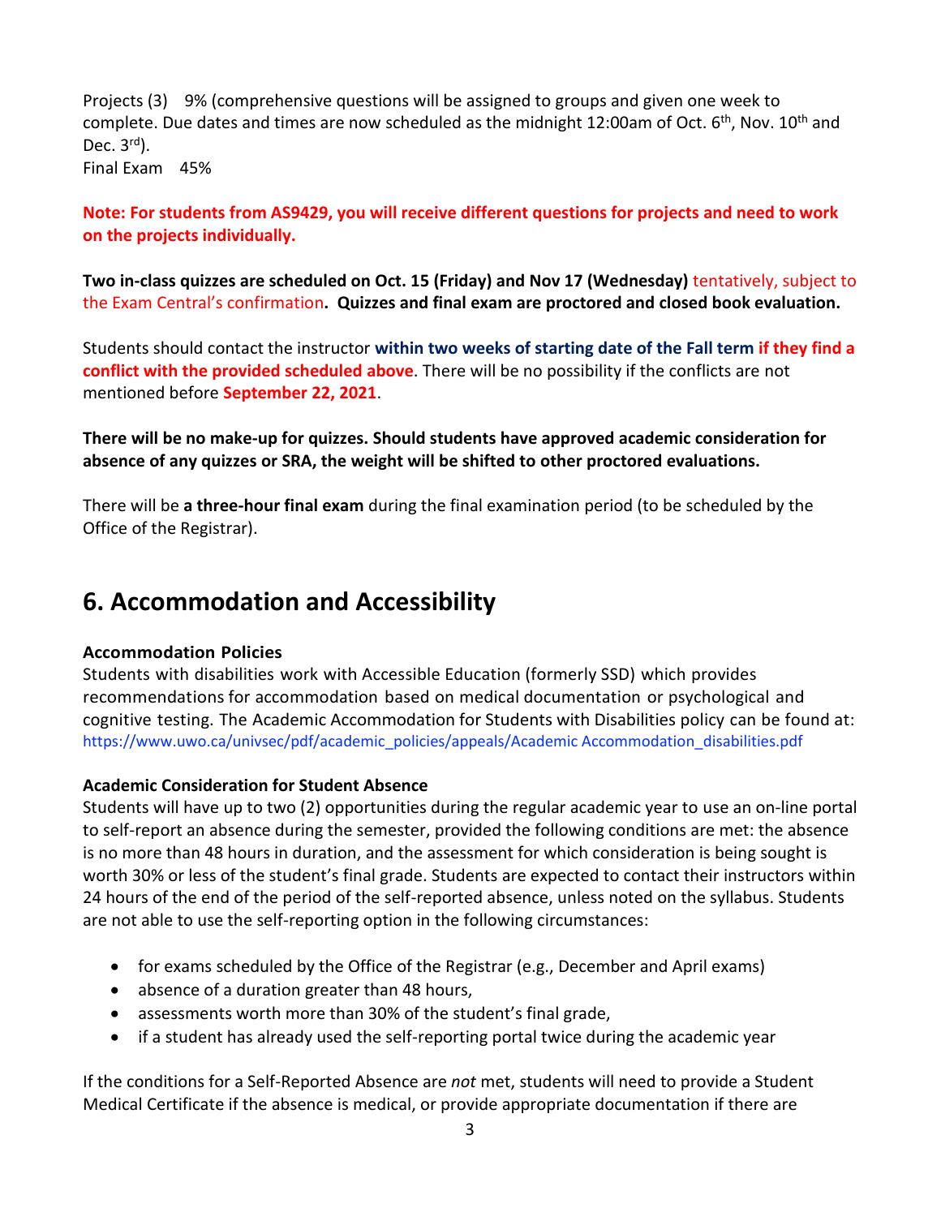Projects (3) 9% (comprehensive questions will be assigned to groups and given one week to complete. Due dates and times are now scheduled as the midnight 12:00am of Oct. 6th, Nov. 10th and Dec. 3rd).

Final Exam 45%

**Note: For students from AS9429, you will receive different questions for projects and need to work on the projects individually.**

**Two in-class quizzes are scheduled on Oct. 15 (Friday) and Nov 17 (Wednesday)** tentatively, subject to the Exam Central's confirmation**. Quizzes and final exam are proctored and closed book evaluation.**

Students should contact the instructor **within two weeks of starting date of the Fall term if they find a conflict with the provided scheduled above**. There will be no possibility if the conflicts are not mentioned before **September 22, 2021**.

**There will be no make-up for quizzes. Should students have approved academic consideration for absence of any quizzes or SRA, the weight will be shifted to other proctored evaluations.**

There will be **a three-hour final exam** during the final examination period (to be scheduled by the Office of the Registrar).

## 6. Accommodation and Accessibility

**Accommodation Policies**

Students with disabilities work with Accessible Education (formerly SSD) which provides recommendations for accommodation based on medical documentation or psychological and cognitive testing. The Academic Accommodation for Students with Disabilities policy can be found at: https://www.uwo.ca/univsec/pdf/academic_policies/appeals/Academic Accommodation_disabilities.pdf

**Academic Consideration for Student Absence**

Students will have up to two (2) opportunities during the regular academic year to use an on-line portal to self-report an absence during the semester, provided the following conditions are met: the absence is no more than 48 hours in duration, and the assessment for which consideration is being sought is worth 30% or less of the student's final grade. Students are expected to contact their instructors within 24 hours of the end of the period of the self-reported absence, unless noted on the syllabus. Students are not able to use the self-reporting option in the following circumstances:

- for exams scheduled by the Office of the Registrar (e.g., December and April exams)
- absence of a duration greater than 48 hours,
- assessments worth more than 30% of the student's final grade,
- if a student has already used the self-reporting portal twice during the academic year

If the conditions for a Self-Reported Absence are *not* met, students will need to provide a Student Medical Certificate if the absence is medical, or provide appropriate documentation if there are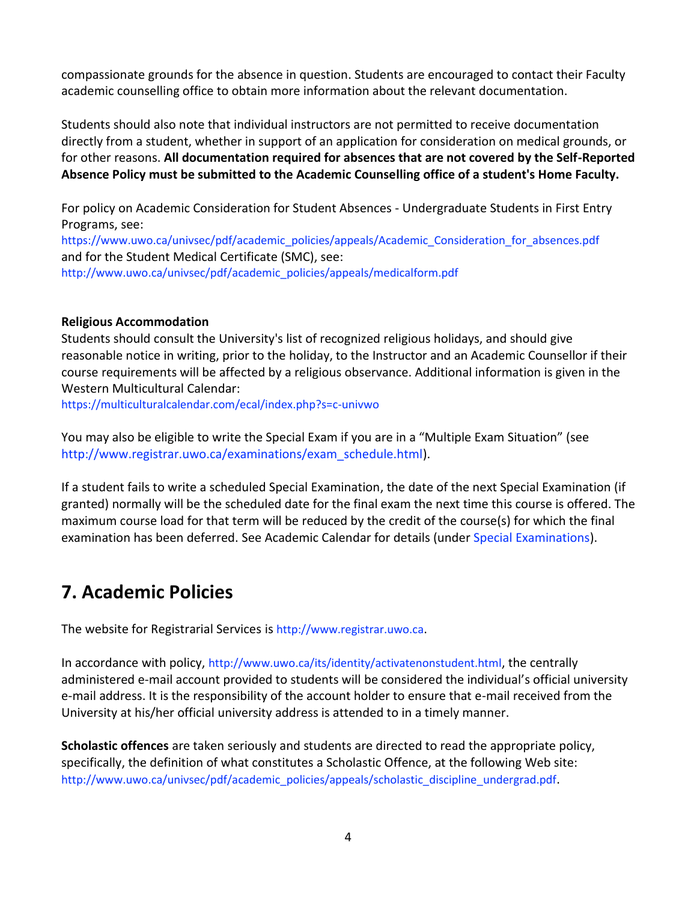compassionate grounds for the absence in question. Students are encouraged to contact their Faculty academic counselling office to obtain more information about the relevant documentation.

Students should also note that individual instructors are not permitted to receive documentation directly from a student, whether in support of an application for consideration on medical grounds, or for other reasons. **All documentation required for absences that are not covered by the Self-Reported Absence Policy must be submitted to the Academic Counselling office of a student's Home Faculty.**

For policy on Academic Consideration for Student Absences - Undergraduate Students in First Entry Programs, see:
https://www.uwo.ca/univsec/pdf/academic_policies/appeals/Academic_Consideration_for_absences.pdf
and for the Student Medical Certificate (SMC), see:
http://www.uwo.ca/univsec/pdf/academic_policies/appeals/medicalform.pdf

**Religious Accommodation**
Students should consult the University's list of recognized religious holidays, and should give reasonable notice in writing, prior to the holiday, to the Instructor and an Academic Counsellor if their course requirements will be affected by a religious observance. Additional information is given in the Western Multicultural Calendar:
https://multiculturalcalendar.com/ecal/index.php?s=c-univwo

You may also be eligible to write the Special Exam if you are in a "Multiple Exam Situation" (see http://www.registrar.uwo.ca/examinations/exam_schedule.html).

If a student fails to write a scheduled Special Examination, the date of the next Special Examination (if granted) normally will be the scheduled date for the final exam the next time this course is offered. The maximum course load for that term will be reduced by the credit of the course(s) for which the final examination has been deferred. See Academic Calendar for details (under Special Examinations).

## 7. Academic Policies

The website for Registrarial Services is http://www.registrar.uwo.ca.

In accordance with policy, http://www.uwo.ca/its/identity/activatenonstudent.html, the centrally administered e-mail account provided to students will be considered the individual's official university e-mail address. It is the responsibility of the account holder to ensure that e-mail received from the University at his/her official university address is attended to in a timely manner.

**Scholastic offences** are taken seriously and students are directed to read the appropriate policy, specifically, the definition of what constitutes a Scholastic Offence, at the following Web site: http://www.uwo.ca/univsec/pdf/academic_policies/appeals/scholastic_discipline_undergrad.pdf.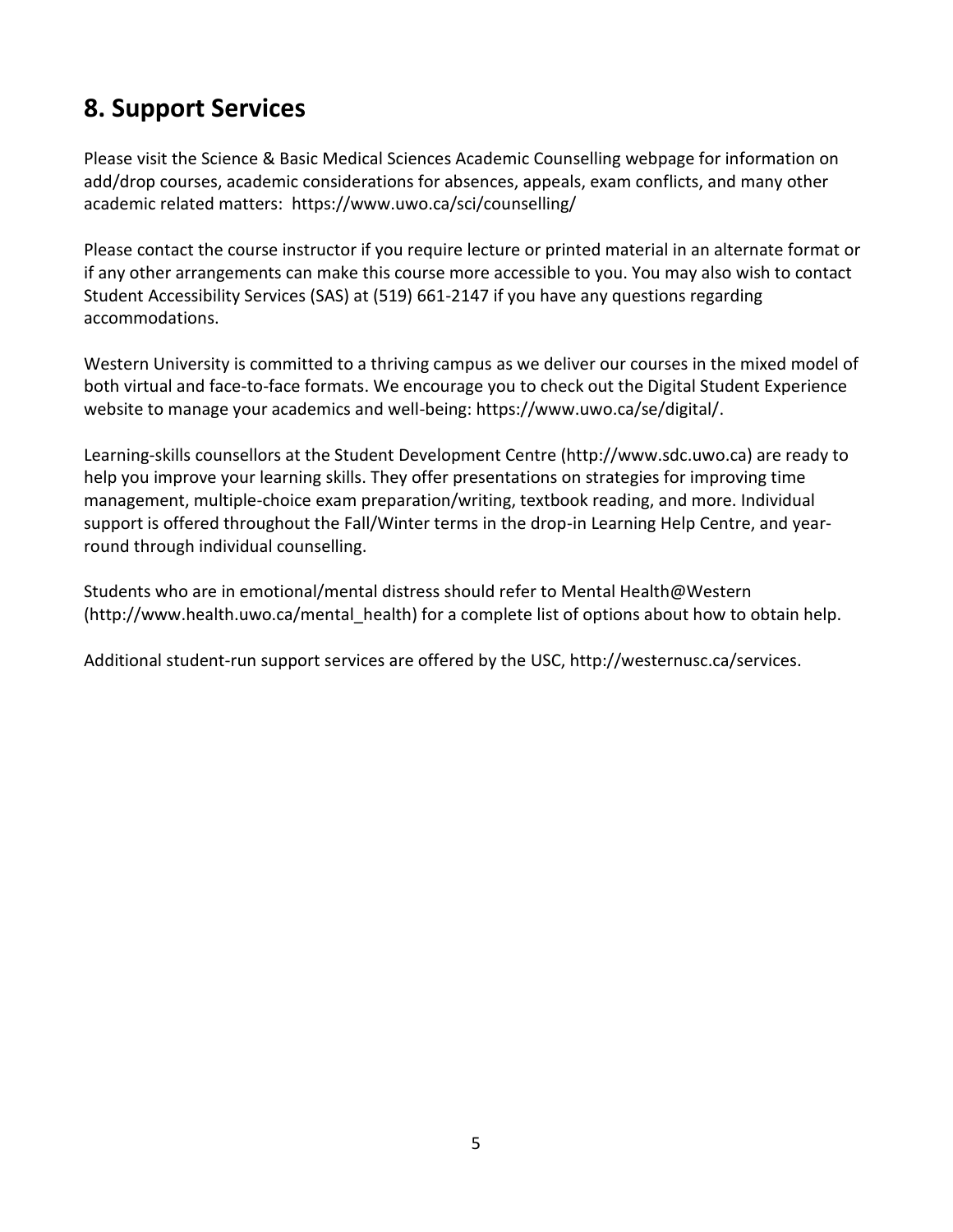## 8. Support Services

Please visit the Science & Basic Medical Sciences Academic Counselling webpage for information on add/drop courses, academic considerations for absences, appeals, exam conflicts, and many other academic related matters: https://www.uwo.ca/sci/counselling/

Please contact the course instructor if you require lecture or printed material in an alternate format or if any other arrangements can make this course more accessible to you. You may also wish to contact Student Accessibility Services (SAS) at (519) 661-2147 if you have any questions regarding accommodations.

Western University is committed to a thriving campus as we deliver our courses in the mixed model of both virtual and face-to-face formats. We encourage you to check out the Digital Student Experience website to manage your academics and well-being: https://www.uwo.ca/se/digital/.

Learning-skills counsellors at the Student Development Centre (http://www.sdc.uwo.ca) are ready to help you improve your learning skills. They offer presentations on strategies for improving time management, multiple-choice exam preparation/writing, textbook reading, and more. Individual support is offered throughout the Fall/Winter terms in the drop-in Learning Help Centre, and year-round through individual counselling.

Students who are in emotional/mental distress should refer to Mental Health@Western (http://www.health.uwo.ca/mental_health) for a complete list of options about how to obtain help.

Additional student-run support services are offered by the USC, http://westernusc.ca/services.